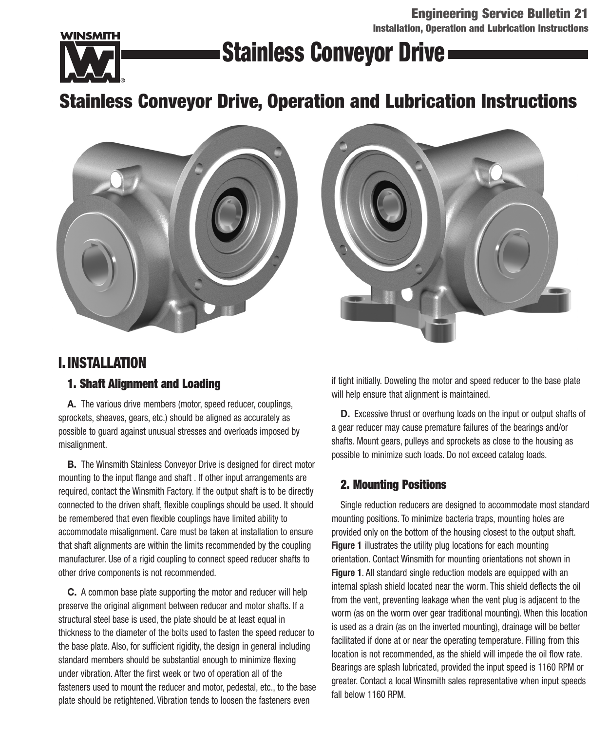# Stainless Conveyor Drive

**Engineering Service Bulletin 21**
**Installation, Operation and Lubrication Instructions**

## Stainless Conveyor Drive, Operation and Lubrication Instructions

## I. INSTALLATION

### 1. Shaft Alignment and Loading

**A.** The various drive members (motor, speed reducer, couplings, sprockets, sheaves, gears, etc.) should be aligned as accurately as possible to guard against unusual stresses and overloads imposed by misalignment.

**B.** The Winsmith Stainless Conveyor Drive is designed for direct motor mounting to the input flange and shaft . If other input arrangements are required, contact the Winsmith Factory. If the output shaft is to be directly connected to the driven shaft, flexible couplings should be used. It should be remembered that even flexible couplings have limited ability to accommodate misalignment. Care must be taken at installation to ensure that shaft alignments are within the limits recommended by the coupling manufacturer. Use of a rigid coupling to connect speed reducer shafts to other drive components is not recommended.

**C.** A common base plate supporting the motor and reducer will help preserve the original alignment between reducer and motor shafts. If a structural steel base is used, the plate should be at least equal in thickness to the diameter of the bolts used to fasten the speed reducer to the base plate. Also, for sufficient rigidity, the design in general including standard members should be substantial enough to minimize flexing under vibration. After the first week or two of operation all of the fasteners used to mount the reducer and motor, pedestal, etc., to the base plate should be retightened. Vibration tends to loosen the fasteners even if tight initially. Doweling the motor and speed reducer to the base plate will help ensure that alignment is maintained.

**D.** Excessive thrust or overhung loads on the input or output shafts of a gear reducer may cause premature failures of the bearings and/or shafts. Mount gears, pulleys and sprockets as close to the housing as possible to minimize such loads. Do not exceed catalog loads.

### 2. Mounting Positions

Single reduction reducers are designed to accommodate most standard mounting positions. To minimize bacteria traps, mounting holes are provided only on the bottom of the housing closest to the output shaft. **Figure 1** illustrates the utility plug locations for each mounting orientation. Contact Winsmith for mounting orientations not shown in **Figure 1**. All standard single reduction models are equipped with an internal splash shield located near the worm. This shield deflects the oil from the vent, preventing leakage when the vent plug is adjacent to the worm (as on the worm over gear traditional mounting). When this location is used as a drain (as on the inverted mounting), drainage will be better facilitated if done at or near the operating temperature. Filling from this location is not recommended, as the shield will impede the oil flow rate. Bearings are splash lubricated, provided the input speed is 1160 RPM or greater. Contact a local Winsmith sales representative when input speeds fall below 1160 RPM.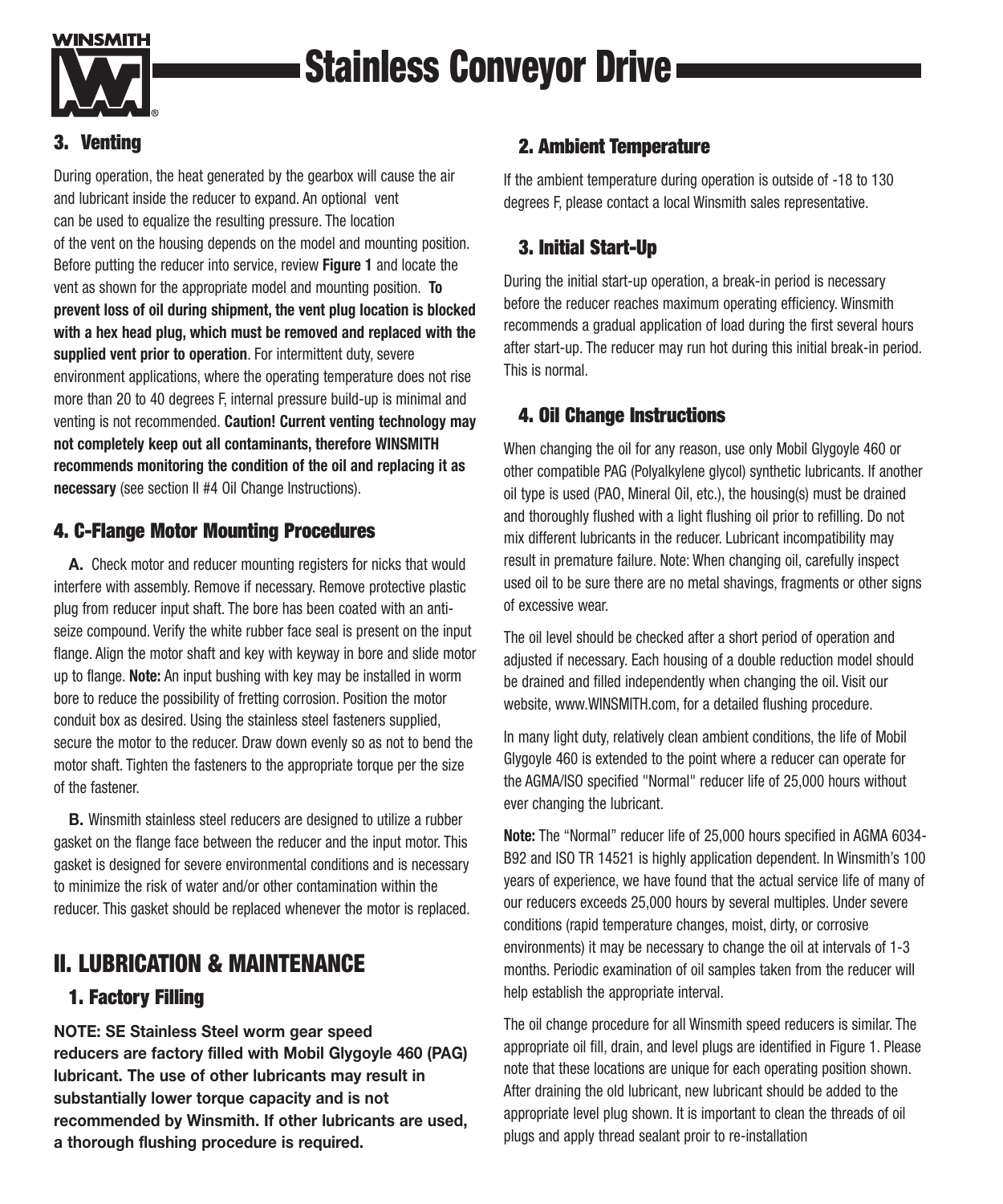# Stainless Conveyor Drive

### 3. Venting

During operation, the heat generated by the gearbox will cause the air and lubricant inside the reducer to expand. An optional vent can be used to equalize the resulting pressure. The location of the vent on the housing depends on the model and mounting position. Before putting the reducer into service, review **Figure 1** and locate the vent as shown for the appropriate model and mounting position. **To prevent loss of oil during shipment, the vent plug location is blocked with a hex head plug, which must be removed and replaced with the supplied vent prior to operation**. For intermittent duty, severe environment applications, where the operating temperature does not rise more than 20 to 40 degrees F, internal pressure build-up is minimal and venting is not recommended. **Caution! Current venting technology may not completely keep out all contaminants, therefore WINSMITH recommends monitoring the condition of the oil and replacing it as necessary** (see section II #4 Oil Change Instructions).

### 4. C-Flange Motor Mounting Procedures

**A.** Check motor and reducer mounting registers for nicks that would interfere with assembly. Remove if necessary. Remove protective plastic plug from reducer input shaft. The bore has been coated with an anti-seize compound. Verify the white rubber face seal is present on the input flange. Align the motor shaft and key with keyway in bore and slide motor up to flange. **Note:** An input bushing with key may be installed in worm bore to reduce the possibility of fretting corrosion. Position the motor conduit box as desired. Using the stainless steel fasteners supplied, secure the motor to the reducer. Draw down evenly so as not to bend the motor shaft. Tighten the fasteners to the appropriate torque per the size of the fastener.

**B.** Winsmith stainless steel reducers are designed to utilize a rubber gasket on the flange face between the reducer and the input motor. This gasket is designed for severe environmental conditions and is necessary to minimize the risk of water and/or other contamination within the reducer. This gasket should be replaced whenever the motor is replaced.

## II. LUBRICATION & MAINTENANCE

### 1. Factory Filling

**NOTE: SE Stainless Steel worm gear speed reducers are factory filled with Mobil Glygoyle 460 (PAG) lubricant. The use of other lubricants may result in substantially lower torque capacity and is not recommended by Winsmith. If other lubricants are used, a thorough flushing procedure is required.**

### 2. Ambient Temperature

If the ambient temperature during operation is outside of -18 to 130 degrees F, please contact a local Winsmith sales representative.

### 3. Initial Start-Up

During the initial start-up operation, a break-in period is necessary before the reducer reaches maximum operating efficiency. Winsmith recommends a gradual application of load during the first several hours after start-up. The reducer may run hot during this initial break-in period. This is normal.

### 4. Oil Change Instructions

When changing the oil for any reason, use only Mobil Glygoyle 460 or other compatible PAG (Polyalkylene glycol) synthetic lubricants. If another oil type is used (PAO, Mineral Oil, etc.), the housing(s) must be drained and thoroughly flushed with a light flushing oil prior to refilling. Do not mix different lubricants in the reducer. Lubricant incompatibility may result in premature failure. Note: When changing oil, carefully inspect used oil to be sure there are no metal shavings, fragments or other signs of excessive wear.

The oil level should be checked after a short period of operation and adjusted if necessary. Each housing of a double reduction model should be drained and filled independently when changing the oil. Visit our website, www.WINSMITH.com, for a detailed flushing procedure.

In many light duty, relatively clean ambient conditions, the life of Mobil Glygoyle 460 is extended to the point where a reducer can operate for the AGMA/ISO specified "Normal" reducer life of 25,000 hours without ever changing the lubricant.

**Note:** The "Normal" reducer life of 25,000 hours specified in AGMA 6034-B92 and ISO TR 14521 is highly application dependent. In Winsmith's 100 years of experience, we have found that the actual service life of many of our reducers exceeds 25,000 hours by several multiples. Under severe conditions (rapid temperature changes, moist, dirty, or corrosive environments) it may be necessary to change the oil at intervals of 1-3 months. Periodic examination of oil samples taken from the reducer will help establish the appropriate interval.

The oil change procedure for all Winsmith speed reducers is similar. The appropriate oil fill, drain, and level plugs are identified in Figure 1. Please note that these locations are unique for each operating position shown. After draining the old lubricant, new lubricant should be added to the appropriate level plug shown. It is important to clean the threads of oil plugs and apply thread sealant proir to re-installation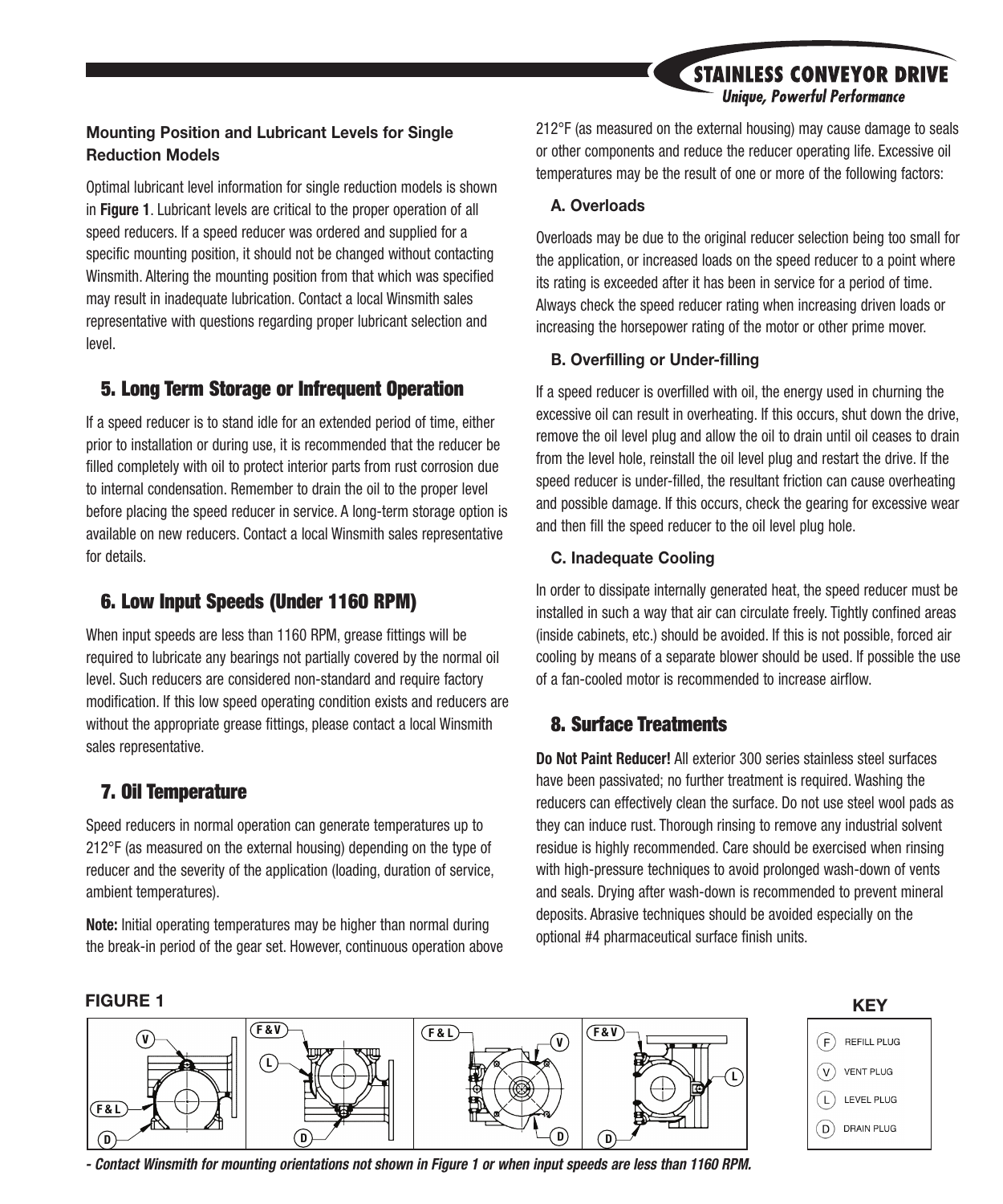**Mounting Position and Lubricant Levels for Single Reduction Models**

Optimal lubricant level information for single reduction models is shown in **Figure 1**. Lubricant levels are critical to the proper operation of all speed reducers. If a speed reducer was ordered and supplied for a specific mounting position, it should not be changed without contacting Winsmith. Altering the mounting position from that which was specified may result in inadequate lubrication. Contact a local Winsmith sales representative with questions regarding proper lubricant selection and level.

## 5. Long Term Storage or Infrequent Operation

If a speed reducer is to stand idle for an extended period of time, either prior to installation or during use, it is recommended that the reducer be filled completely with oil to protect interior parts from rust corrosion due to internal condensation. Remember to drain the oil to the proper level before placing the speed reducer in service. A long-term storage option is available on new reducers. Contact a local Winsmith sales representative for details.

## 6. Low Input Speeds (Under 1160 RPM)

When input speeds are less than 1160 RPM, grease fittings will be required to lubricate any bearings not partially covered by the normal oil level. Such reducers are considered non-standard and require factory modification. If this low speed operating condition exists and reducers are without the appropriate grease fittings, please contact a local Winsmith sales representative.

## 7. Oil Temperature

Speed reducers in normal operation can generate temperatures up to 212°F (as measured on the external housing) depending on the type of reducer and the severity of the application (loading, duration of service, ambient temperatures).

**Note:** Initial operating temperatures may be higher than normal during the break-in period of the gear set. However, continuous operation above 212°F (as measured on the external housing) may cause damage to seals or other components and reduce the reducer operating life. Excessive oil temperatures may be the result of one or more of the following factors:

### A. Overloads

Overloads may be due to the original reducer selection being too small for the application, or increased loads on the speed reducer to a point where its rating is exceeded after it has been in service for a period of time. Always check the speed reducer rating when increasing driven loads or increasing the horsepower rating of the motor or other prime mover.

### B. Overfilling or Under-filling

If a speed reducer is overfilled with oil, the energy used in churning the excessive oil can result in overheating. If this occurs, shut down the drive, remove the oil level plug and allow the oil to drain until oil ceases to drain from the level hole, reinstall the oil level plug and restart the drive. If the speed reducer is under-filled, the resultant friction can cause overheating and possible damage. If this occurs, check the gearing for excessive wear and then fill the speed reducer to the oil level plug hole.

### C. Inadequate Cooling

In order to dissipate internally generated heat, the speed reducer must be installed in such a way that air can circulate freely. Tightly confined areas (inside cabinets, etc.) should be avoided. If this is not possible, forced air cooling by means of a separate blower should be used. If possible the use of a fan-cooled motor is recommended to increase airflow.

## 8. Surface Treatments

**Do Not Paint Reducer!** All exterior 300 series stainless steel surfaces have been passivated; no further treatment is required. Washing the reducers can effectively clean the surface. Do not use steel wool pads as they can induce rust. Thorough rinsing to remove any industrial solvent residue is highly recommended. Care should be exercised when rinsing with high-pressure techniques to avoid prolonged wash-down of vents and seals. Drying after wash-down is recommended to prevent mineral deposits. Abrasive techniques should be avoided especially on the optional #4 pharmaceutical surface finish units.

**FIGURE 1**

**KEY**

- F — REFILL PLUG
- V — VENT PLUG
- L — LEVEL PLUG
- D — DRAIN PLUG

*- Contact Winsmith for mounting orientations not shown in Figure 1 or when input speeds are less than 1160 RPM.*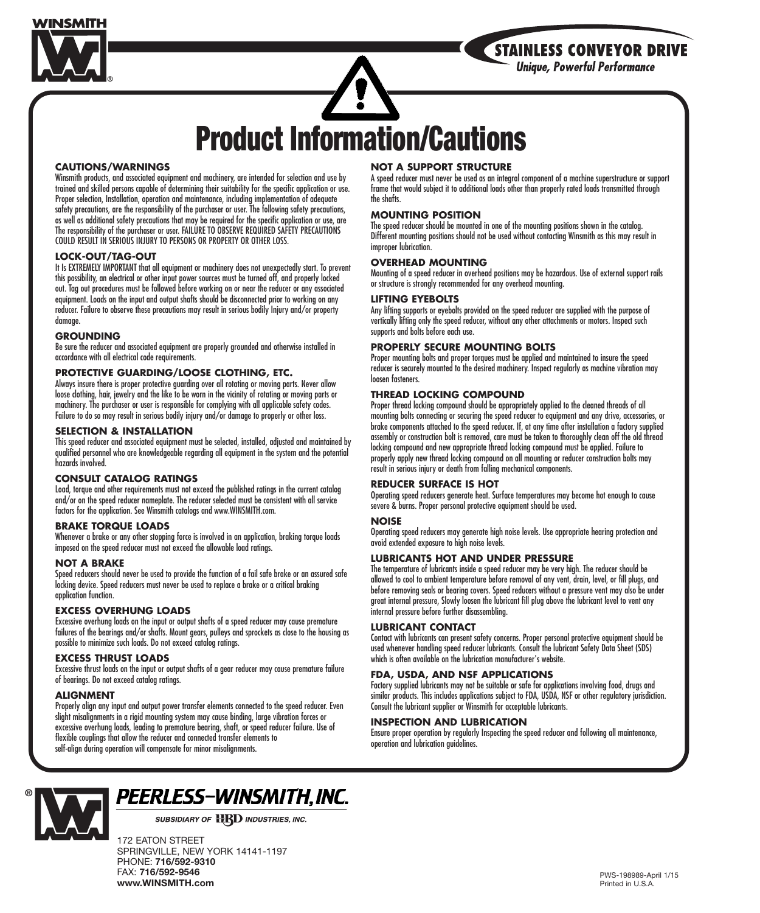WINSMITH

**STAINLESS CONVEYOR DRIVE**

*Unique, Powerful Performance*

# Product Information/Cautions

### CAUTIONS/WARNINGS

Winsmith products, and associated equipment and machinery, are intended for selection and use by trained and skilled persons capable of determining their suitability for the specific application or use. Proper selection, Installation, operation and maintenance, including implementation of adequate safety precautions, are the responsibility of the purchaser or user. The following safety precautions, as well as additional safety precautions that may be required for the specific application or use, are The responsibility of the purchaser or user. FAILURE TO OBSERVE REQUIRED SAFETY PRECAUTIONS COULD RESULT IN SERIOUS INJURY TO PERSONS OR PROPERTY OR OTHER LOSS.

### LOCK-OUT/TAG-OUT

It Is EXTREMELY IMPORTANT that all equipment or machinery does not unexpectedly start. To prevent this possibility, an electrical or other input power sources must be turned off, and properly locked out. Tag out procedures must be followed before working on or near the reducer or any associated equipment. Loads on the input and output shafts should be disconnected prior to working on any reducer. Failure to observe these precautions may result in serious bodily Injury and/or property damage.

### GROUNDING

Be sure the reducer and associated equipment are properly grounded and otherwise installed in accordance with all electrical code requirements.

### PROTECTIVE GUARDING/LOOSE CLOTHING, ETC.

Always insure there is proper protective guarding over all rotating or moving parts. Never allow loose clothing, hair, jewelry and the like to be worn in the vicinity of rotating or moving parts or machinery. The purchaser or user is responsible for complying with all applicable safety codes. Failure to do so may result in serious bodily injury and/or damage to properly or other loss.

### SELECTION & INSTALLATION

This speed reducer and associated equipment must be selected, installed, adjusted and maintained by qualified personnel who are knowledgeable regarding all equipment in the system and the potential hazards involved.

### CONSULT CATALOG RATINGS

Load, torque and other requirements must not exceed the published ratings in the current catalog and/or on the speed reducer nameplate. The reducer selected must be consistent with all service factors for the application. See Winsmith catalogs and www.WINSMITH.com.

### BRAKE TORQUE LOADS

Whenever a brake or any other stopping force is involved in an application, braking torque loads imposed on the speed reducer must not exceed the allowable load ratings.

### NOT A BRAKE

Speed reducers should never be used to provide the function of a fail safe brake or an assured safe locking device. Speed reducers must never be used to replace a brake or a critical braking application function.

### EXCESS OVERHUNG LOADS

Excessive overhung loads on the input or output shafts of a speed reducer may cause premature failures of the bearings and/or shafts. Mount gears, pulleys and sprockets as close to the housing as possible to minimize such loads. Do not exceed catalog ratings.

### EXCESS THRUST LOADS

Excessive thrust loads on the input or output shafts of a gear reducer may cause premature failure of bearings. Do not exceed catalog ratings.

### ALIGNMENT

Properly align any input and output power transfer elements connected to the speed reducer. Even slight misalignments in a rigid mounting system may cause binding, large vibration forces or excessive overhung loads, leading to premature bearing, shaft, or speed reducer failure. Use of flexible couplings that allow the reducer and connected transfer elements to self-align during operation will compensate for minor misalignments.

### NOT A SUPPORT STRUCTURE

A speed reducer must never be used as an integral component of a machine superstructure or support frame that would subject it to additional loads other than properly rated loads transmitted through the shafts.

### MOUNTING POSITION

The speed reducer should be mounted in one of the mounting positions shown in the catalog. Different mounting positions should not be used without contacting Winsmith as this may result in improper lubrication.

### OVERHEAD MOUNTING

Mounting of a speed reducer in overhead positions may be hazardous. Use of external support rails or structure is strongly recommended for any overhead mounting.

### LIFTING EYEBOLTS

Any lifting supports or eyebolts provided on the speed reducer are supplied with the purpose of vertically lifting only the speed reducer, without any other attachments or motors. Inspect such supports and bolts before each use.

### PROPERLY SECURE MOUNTING BOLTS

Proper mounting bolts and proper torques must be applied and maintained to insure the speed reducer is securely mounted to the desired machinery. Inspect regularly as machine vibration may loosen fasteners.

### THREAD LOCKING COMPOUND

Proper thread locking compound should be appropriately applied to the cleaned threads of all mounting bolts connecting or securing the speed reducer to equipment and any drive, accessories, or brake components attached to the speed reducer. If, at any time after installation a factory supplied assembly or construction bolt is removed, care must be taken to thoroughly clean off the old thread locking compound and new appropriate thread locking compound must be applied. Failure to properly apply new thread locking compound on all mounting or reducer construction bolts may result in serious injury or death from falling mechanical components.

### REDUCER SURFACE IS HOT

Operating speed reducers generate heat. Surface temperatures may become hot enough to cause severe & burns. Proper personal protective equipment should be used.

### NOISE

Operating speed reducers may generate high noise levels. Use appropriate hearing protection and avoid extended exposure to high noise levels.

### LUBRICANTS HOT AND UNDER PRESSURE

The temperature of lubricants inside a speed reducer may be very high. The reducer should be allowed to cool to ambient temperature before removal of any vent, drain, level, or fill plugs, and before removing seals or bearing covers. Speed reducers without a pressure vent may also be under great internal pressure, Slowly loosen the lubricant fill plug above the lubricant level to vent any internal pressure before further disassembling.

### LUBRICANT CONTACT

Contact with lubricants can present safety concerns. Proper personal protective equipment should be used whenever handling speed reducer lubricants. Consult the lubricant Safety Data Sheet (SDS) which is often available on the lubrication manufacturer's website.

### FDA, USDA, AND NSF APPLICATIONS

Factory supplied lubricants may not be suitable or safe for applications involving food, drugs and similar products. This includes applications subject to FDA, USDA, NSF or other regulatory jurisdiction. Consult the lubricant supplier or Winsmith for acceptable lubricants.

### INSPECTION AND LUBRICATION

Ensure proper operation by regularly Inspecting the speed reducer and following all maintenance, operation and lubrication guidelines.

**PEERLESS-WINSMITH, INC.**

SUBSIDIARY OF HBD INDUSTRIES, INC.

172 EATON STREET
SPRINGVILLE, NEW YORK 14141-1197
PHONE: **716/592-9310**
FAX: **716/592-9546**
**www.WINSMITH.com**

PWS-198989-April 1/15
Printed in U.S.A.